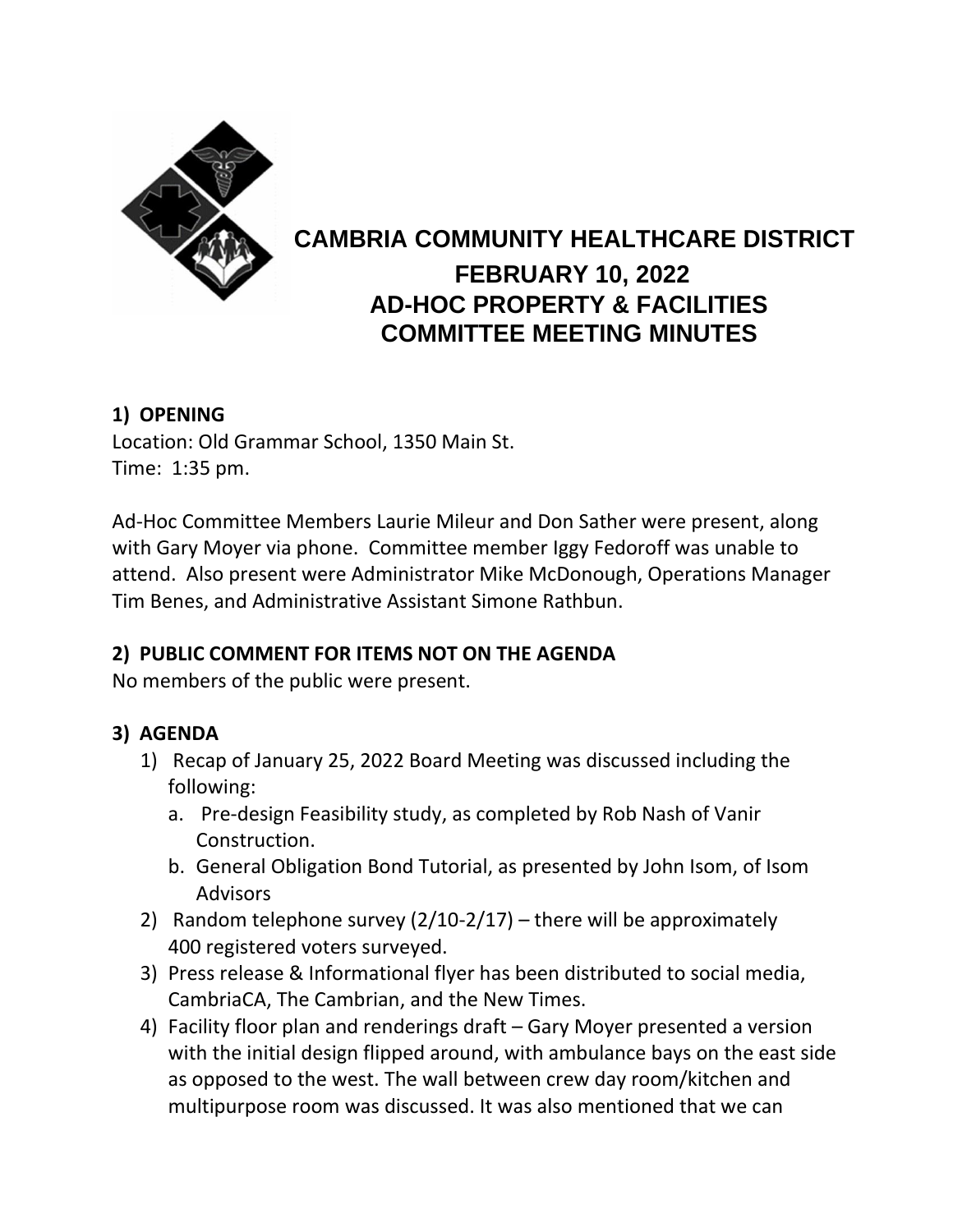# CAMBRIA COMMUNITY HEALTHCARE DISTRICT

## FEBRUARY 10, 2022
## AD-HOC PROPERTY & FACILITIES
## COMMITTEE MEETING MINUTES

### 1) OPENING

Location: Old Grammar School, 1350 Main St.
Time: 1:35 pm.

Ad-Hoc Committee Members Laurie Mileur and Don Sather were present, along with Gary Moyer via phone. Committee member Iggy Fedoroff was unable to attend. Also present were Administrator Mike McDonough, Operations Manager Tim Benes, and Administrative Assistant Simone Rathbun.

### 2) PUBLIC COMMENT FOR ITEMS NOT ON THE AGENDA

No members of the public were present.

### 3) AGENDA

1) Recap of January 25, 2022 Board Meeting was discussed including the following:
   a. Pre-design Feasibility study, as completed by Rob Nash of Vanir Construction.
   b. General Obligation Bond Tutorial, as presented by John Isom, of Isom Advisors
2) Random telephone survey (2/10-2/17) – there will be approximately 400 registered voters surveyed.
3) Press release & Informational flyer has been distributed to social media, CambriaCA, The Cambrian, and the New Times.
4) Facility floor plan and renderings draft – Gary Moyer presented a version with the initial design flipped around, with ambulance bays on the east side as opposed to the west. The wall between crew day room/kitchen and multipurpose room was discussed. It was also mentioned that we can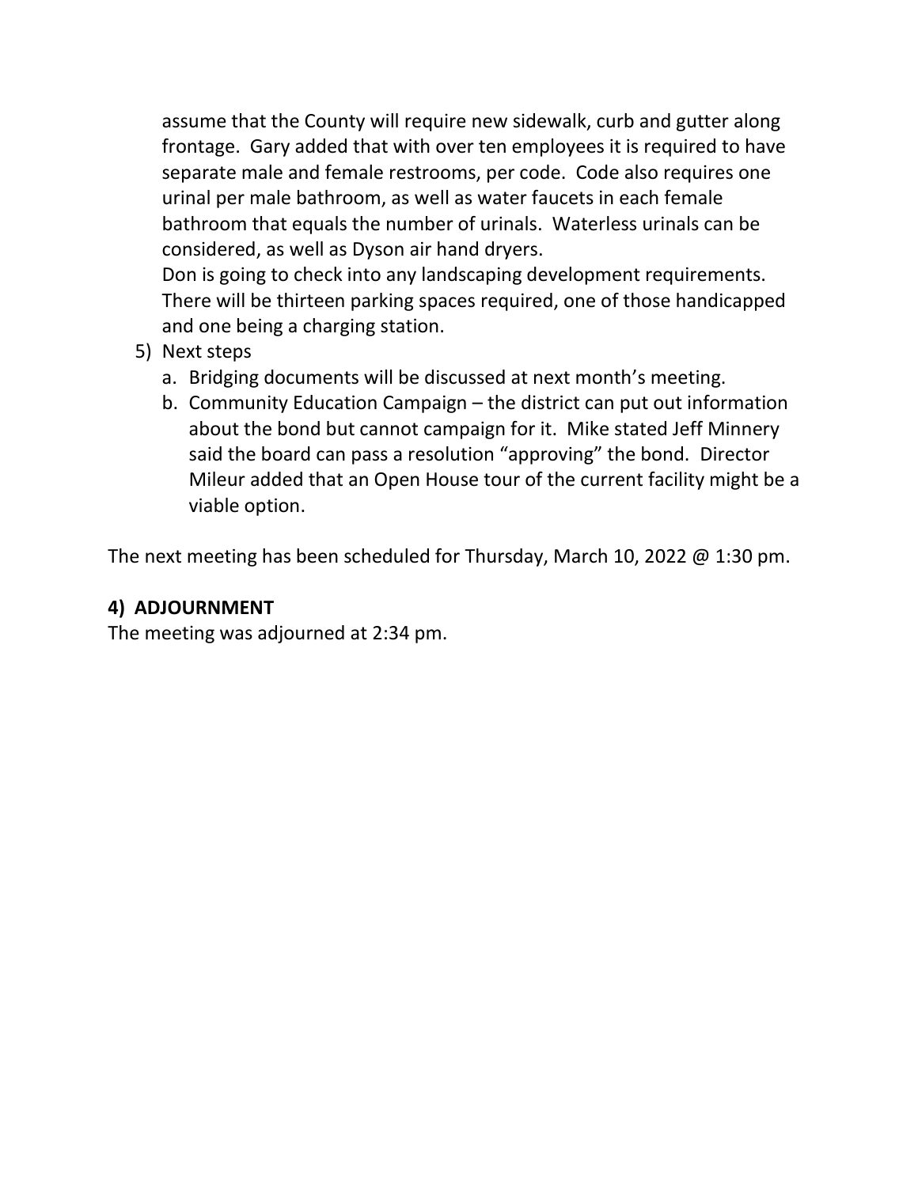assume that the County will require new sidewalk, curb and gutter along frontage. Gary added that with over ten employees it is required to have separate male and female restrooms, per code. Code also requires one urinal per male bathroom, as well as water faucets in each female bathroom that equals the number of urinals. Waterless urinals can be considered, as well as Dyson air hand dryers.

Don is going to check into any landscaping development requirements. There will be thirteen parking spaces required, one of those handicapped and one being a charging station.

5) Next steps
   a. Bridging documents will be discussed at next month's meeting.
   b. Community Education Campaign – the district can put out information about the bond but cannot campaign for it. Mike stated Jeff Minnery said the board can pass a resolution "approving" the bond. Director Mileur added that an Open House tour of the current facility might be a viable option.

The next meeting has been scheduled for Thursday, March 10, 2022 @ 1:30 pm.

## 4) ADJOURNMENT

The meeting was adjourned at 2:34 pm.